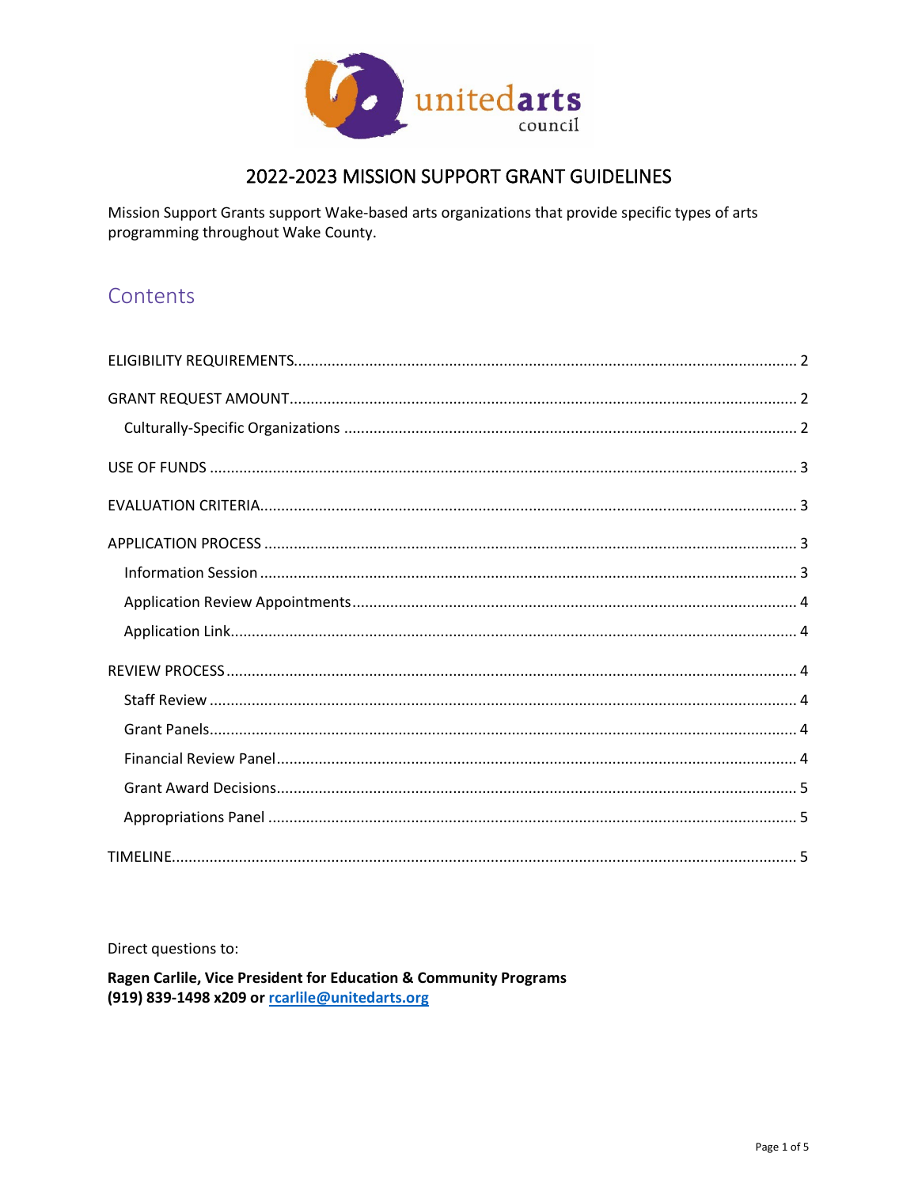# 2022-2023 MISSION SUPPORT GRANT GUIDELINES

Mission Support Grants support Wake-based arts organizations that provide specific types of arts programming throughout Wake County.

## Contents

- ELIGIBILITY REQUIREMENTS ........ 2
- GRANT REQUEST AMOUNT ........ 2
  - Culturally-Specific Organizations ........ 2
- USE OF FUNDS ........ 3
- EVALUATION CRITERIA ........ 3
- APPLICATION PROCESS ........ 3
  - Information Session ........ 3
  - Application Review Appointments ........ 4
  - Application Link ........ 4
- REVIEW PROCESS ........ 4
  - Staff Review ........ 4
  - Grant Panels ........ 4
  - Financial Review Panel ........ 4
  - Grant Award Decisions ........ 5
  - Appropriations Panel ........ 5
- TIMELINE ........ 5

Direct questions to:

**Ragen Carlile, Vice President for Education & Community Programs**
**(919) 839-1498 x209 or rcarlile@unitedarts.org**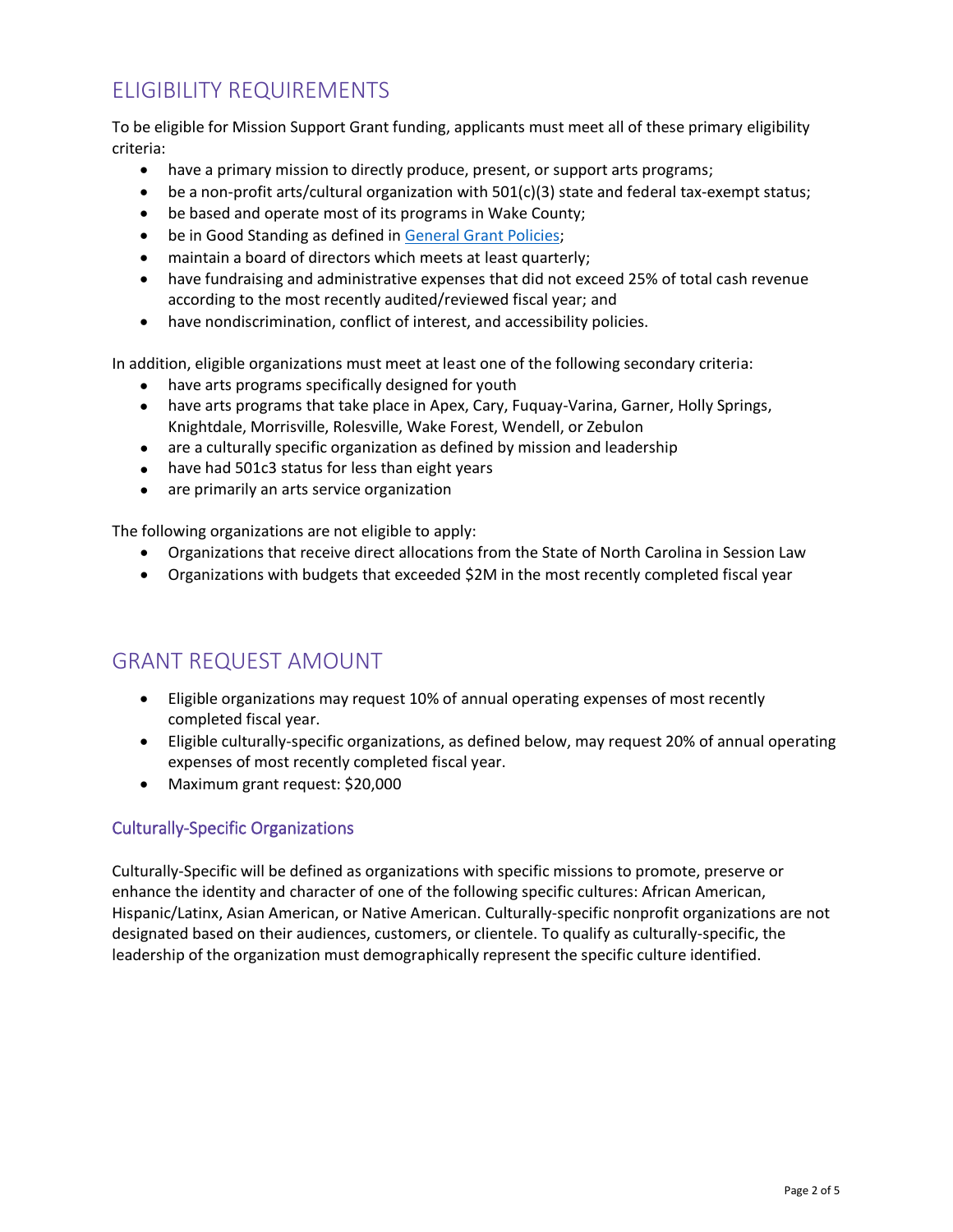## ELIGIBILITY REQUIREMENTS

To be eligible for Mission Support Grant funding, applicants must meet all of these primary eligibility criteria:

- have a primary mission to directly produce, present, or support arts programs;
- be a non-profit arts/cultural organization with 501(c)(3) state and federal tax-exempt status;
- be based and operate most of its programs in Wake County;
- be in Good Standing as defined in General Grant Policies;
- maintain a board of directors which meets at least quarterly;
- have fundraising and administrative expenses that did not exceed 25% of total cash revenue according to the most recently audited/reviewed fiscal year; and
- have nondiscrimination, conflict of interest, and accessibility policies.

In addition, eligible organizations must meet at least one of the following secondary criteria:

- have arts programs specifically designed for youth
- have arts programs that take place in Apex, Cary, Fuquay-Varina, Garner, Holly Springs, Knightdale, Morrisville, Rolesville, Wake Forest, Wendell, or Zebulon
- are a culturally specific organization as defined by mission and leadership
- have had 501c3 status for less than eight years
- are primarily an arts service organization

The following organizations are not eligible to apply:

- Organizations that receive direct allocations from the State of North Carolina in Session Law
- Organizations with budgets that exceeded $2M in the most recently completed fiscal year

## GRANT REQUEST AMOUNT

- Eligible organizations may request 10% of annual operating expenses of most recently completed fiscal year.
- Eligible culturally-specific organizations, as defined below, may request 20% of annual operating expenses of most recently completed fiscal year.
- Maximum grant request: $20,000

### Culturally-Specific Organizations

Culturally-Specific will be defined as organizations with specific missions to promote, preserve or enhance the identity and character of one of the following specific cultures: African American, Hispanic/Latinx, Asian American, or Native American. Culturally-specific nonprofit organizations are not designated based on their audiences, customers, or clientele. To qualify as culturally-specific, the leadership of the organization must demographically represent the specific culture identified.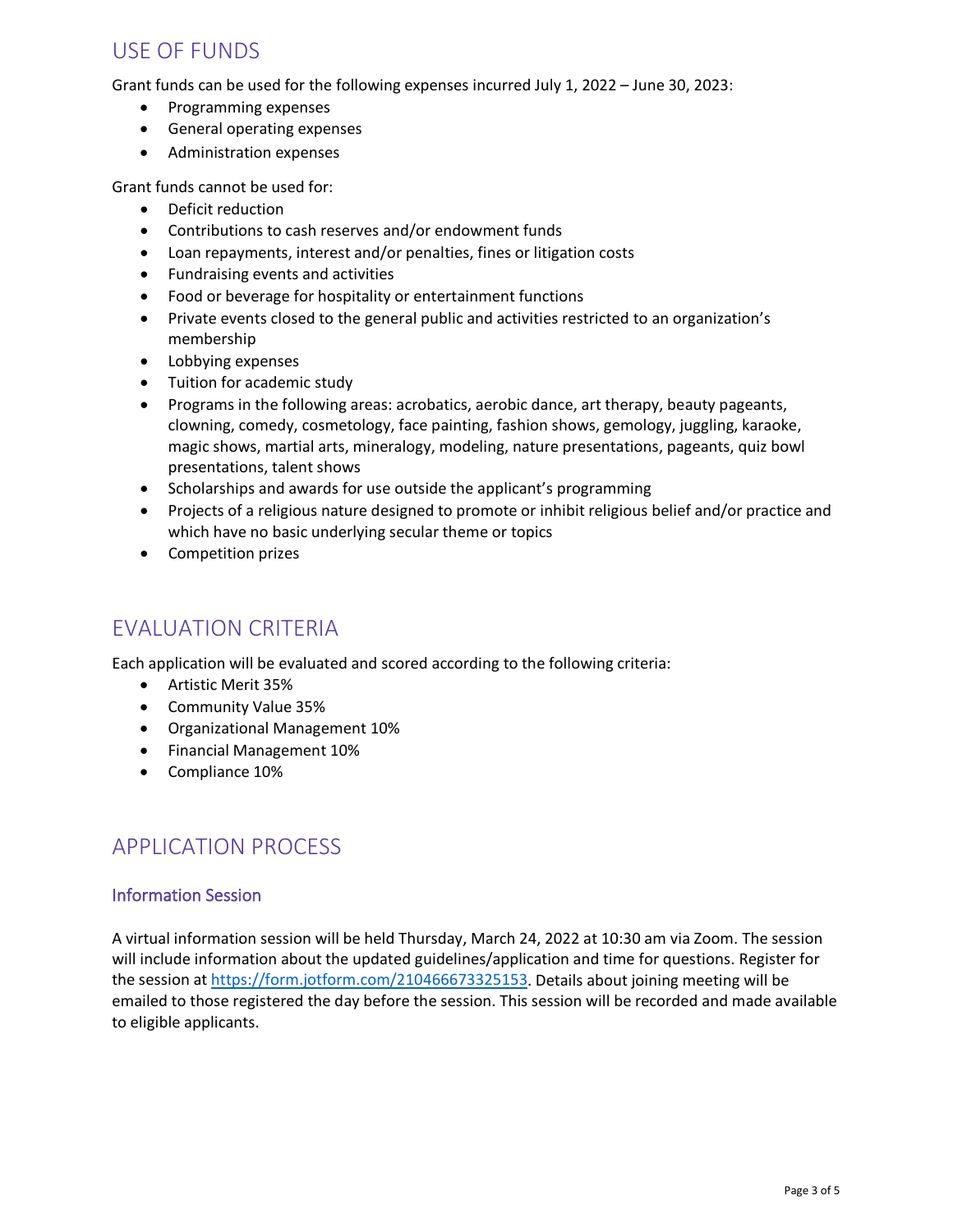## USE OF FUNDS

Grant funds can be used for the following expenses incurred July 1, 2022 – June 30, 2023:

- Programming expenses
- General operating expenses
- Administration expenses

Grant funds cannot be used for:

- Deficit reduction
- Contributions to cash reserves and/or endowment funds
- Loan repayments, interest and/or penalties, fines or litigation costs
- Fundraising events and activities
- Food or beverage for hospitality or entertainment functions
- Private events closed to the general public and activities restricted to an organization's membership
- Lobbying expenses
- Tuition for academic study
- Programs in the following areas: acrobatics, aerobic dance, art therapy, beauty pageants, clowning, comedy, cosmetology, face painting, fashion shows, gemology, juggling, karaoke, magic shows, martial arts, mineralogy, modeling, nature presentations, pageants, quiz bowl presentations, talent shows
- Scholarships and awards for use outside the applicant's programming
- Projects of a religious nature designed to promote or inhibit religious belief and/or practice and which have no basic underlying secular theme or topics
- Competition prizes

## EVALUATION CRITERIA

Each application will be evaluated and scored according to the following criteria:

- Artistic Merit 35%
- Community Value 35%
- Organizational Management 10%
- Financial Management 10%
- Compliance 10%

## APPLICATION PROCESS

### Information Session

A virtual information session will be held Thursday, March 24, 2022 at 10:30 am via Zoom. The session will include information about the updated guidelines/application and time for questions. Register for the session at https://form.jotform.com/210466673325153. Details about joining meeting will be emailed to those registered the day before the session. This session will be recorded and made available to eligible applicants.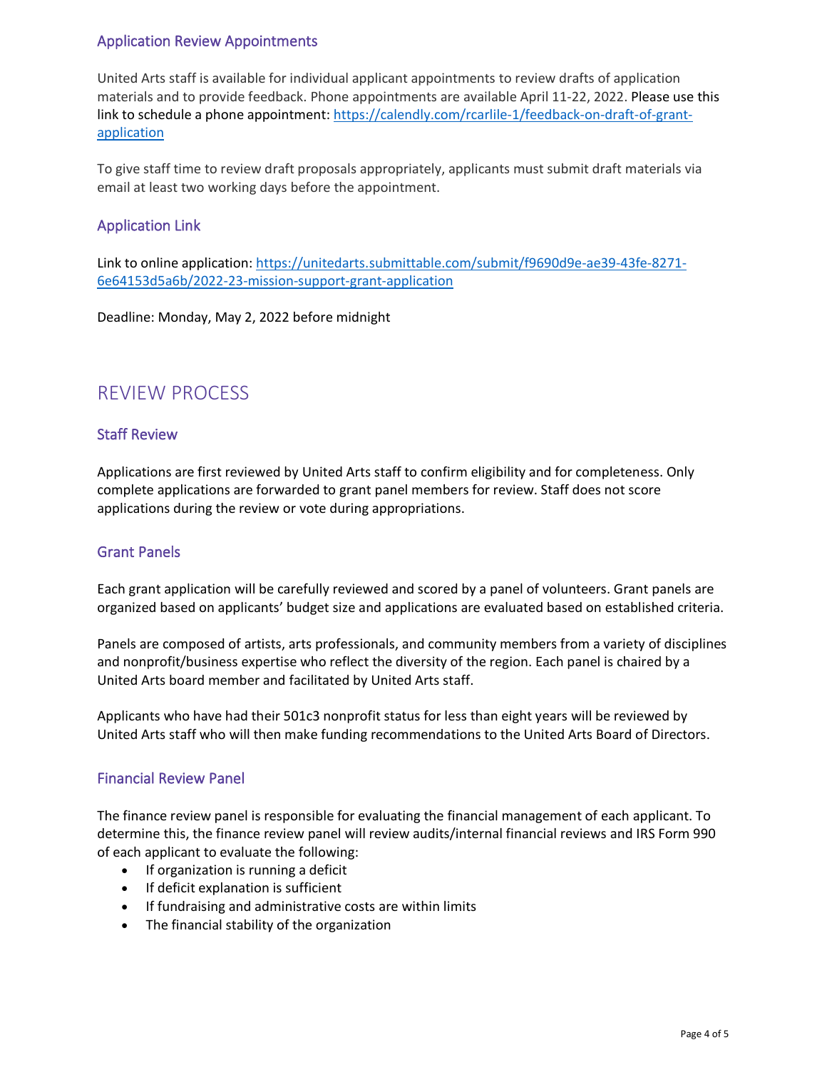### Application Review Appointments

United Arts staff is available for individual applicant appointments to review drafts of application materials and to provide feedback. Phone appointments are available April 11-22, 2022. Please use this link to schedule a phone appointment: [https://calendly.com/rcarlile-1/feedback-on-draft-of-grant-application](https://calendly.com/rcarlile-1/feedback-on-draft-of-grant-application)

To give staff time to review draft proposals appropriately, applicants must submit draft materials via email at least two working days before the appointment.

### Application Link

Link to online application: [https://unitedarts.submittable.com/submit/f9690d9e-ae39-43fe-8271-6e64153d5a6b/2022-23-mission-support-grant-application](https://unitedarts.submittable.com/submit/f9690d9e-ae39-43fe-8271-6e64153d5a6b/2022-23-mission-support-grant-application)

Deadline: Monday, May 2, 2022 before midnight

## REVIEW PROCESS

### Staff Review

Applications are first reviewed by United Arts staff to confirm eligibility and for completeness. Only complete applications are forwarded to grant panel members for review. Staff does not score applications during the review or vote during appropriations.

### Grant Panels

Each grant application will be carefully reviewed and scored by a panel of volunteers. Grant panels are organized based on applicants' budget size and applications are evaluated based on established criteria.

Panels are composed of artists, arts professionals, and community members from a variety of disciplines and nonprofit/business expertise who reflect the diversity of the region. Each panel is chaired by a United Arts board member and facilitated by United Arts staff.

Applicants who have had their 501c3 nonprofit status for less than eight years will be reviewed by United Arts staff who will then make funding recommendations to the United Arts Board of Directors.

### Financial Review Panel

The finance review panel is responsible for evaluating the financial management of each applicant. To determine this, the finance review panel will review audits/internal financial reviews and IRS Form 990 of each applicant to evaluate the following:

- If organization is running a deficit
- If deficit explanation is sufficient
- If fundraising and administrative costs are within limits
- The financial stability of the organization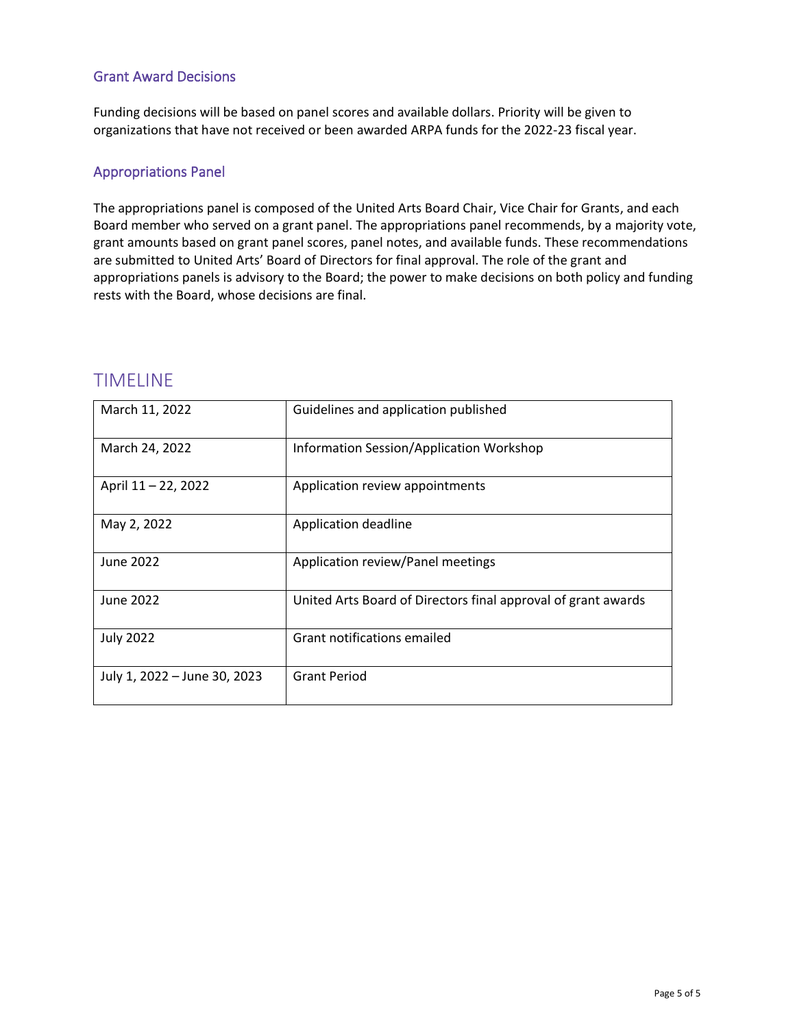### Grant Award Decisions

Funding decisions will be based on panel scores and available dollars. Priority will be given to organizations that have not received or been awarded ARPA funds for the 2022-23 fiscal year.

### Appropriations Panel

The appropriations panel is composed of the United Arts Board Chair, Vice Chair for Grants, and each Board member who served on a grant panel. The appropriations panel recommends, by a majority vote, grant amounts based on grant panel scores, panel notes, and available funds. These recommendations are submitted to United Arts' Board of Directors for final approval. The role of the grant and appropriations panels is advisory to the Board; the power to make decisions on both policy and funding rests with the Board, whose decisions are final.

## TIMELINE

| | |
|---|---|
| March 11, 2022 | Guidelines and application published |
| March 24, 2022 | Information Session/Application Workshop |
| April 11 – 22, 2022 | Application review appointments |
| May 2, 2022 | Application deadline |
| June 2022 | Application review/Panel meetings |
| June 2022 | United Arts Board of Directors final approval of grant awards |
| July 2022 | Grant notifications emailed |
| July 1, 2022 – June 30, 2023 | Grant Period |